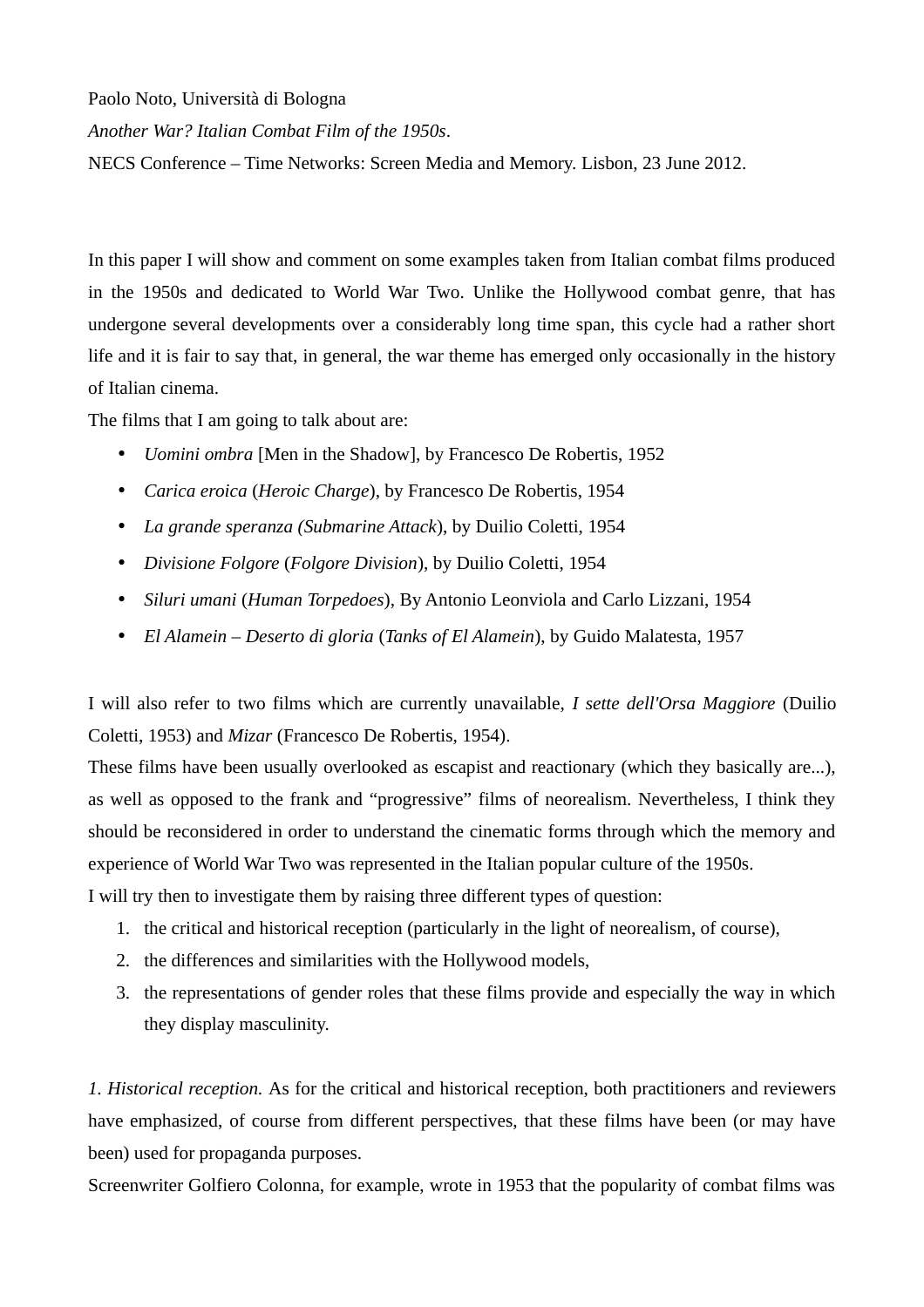Paolo Noto, Università di Bologna

*Another War? Italian Combat Film of the 1950s*.

NECS Conference – Time Networks: Screen Media and Memory. Lisbon, 23 June 2012.

In this paper I will show and comment on some examples taken from Italian combat films produced in the 1950s and dedicated to World War Two. Unlike the Hollywood combat genre, that has undergone several developments over a considerably long time span, this cycle had a rather short life and it is fair to say that, in general, the war theme has emerged only occasionally in the history of Italian cinema.

The films that I am going to talk about are:

- *Uomini ombra* [Men in the Shadow], by Francesco De Robertis, 1952
- *Carica eroica* (*Heroic Charge*), by Francesco De Robertis, 1954
- *La grande speranza (Submarine Attack*), by Duilio Coletti, 1954
- *Divisione Folgore* (*Folgore Division*), by Duilio Coletti, 1954
- *Siluri umani* (*Human Torpedoes*), By Antonio Leonviola and Carlo Lizzani, 1954
- *El Alamein – Deserto di gloria* (*Tanks of El Alamein*), by Guido Malatesta, 1957

I will also refer to two films which are currently unavailable, *I sette dell'Orsa Maggiore* (Duilio Coletti, 1953) and *Mizar* (Francesco De Robertis, 1954).

These films have been usually overlooked as escapist and reactionary (which they basically are...), as well as opposed to the frank and "progressive" films of neorealism. Nevertheless, I think they should be reconsidered in order to understand the cinematic forms through which the memory and experience of World War Two was represented in the Italian popular culture of the 1950s.

I will try then to investigate them by raising three different types of question:

1. the critical and historical reception (particularly in the light of neorealism, of course),
2. the differences and similarities with the Hollywood models,
3. the representations of gender roles that these films provide and especially the way in which they display masculinity.

*1. Historical reception.* As for the critical and historical reception, both practitioners and reviewers have emphasized, of course from different perspectives, that these films have been (or may have been) used for propaganda purposes.

Screenwriter Golfiero Colonna, for example, wrote in 1953 that the popularity of combat films was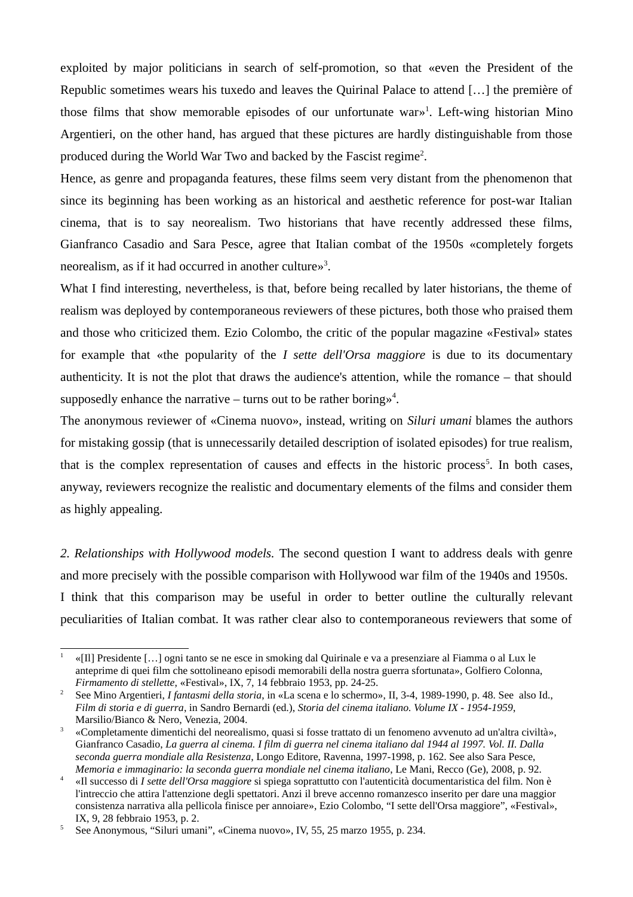exploited by major politicians in search of self-promotion, so that «even the President of the Republic sometimes wears his tuxedo and leaves the Quirinal Palace to attend […] the première of those films that show memorable episodes of our unfortunate war»[1]. Left-wing historian Mino Argentieri, on the other hand, has argued that these pictures are hardly distinguishable from those produced during the World War Two and backed by the Fascist regime[2].

Hence, as genre and propaganda features, these films seem very distant from the phenomenon that since its beginning has been working as an historical and aesthetic reference for post-war Italian cinema, that is to say neorealism. Two historians that have recently addressed these films, Gianfranco Casadio and Sara Pesce, agree that Italian combat of the 1950s «completely forgets neorealism, as if it had occurred in another culture»[3].

What I find interesting, nevertheless, is that, before being recalled by later historians, the theme of realism was deployed by contemporaneous reviewers of these pictures, both those who praised them and those who criticized them. Ezio Colombo, the critic of the popular magazine «Festival» states for example that «the popularity of the *I sette dell'Orsa maggiore* is due to its documentary authenticity. It is not the plot that draws the audience's attention, while the romance – that should supposedly enhance the narrative – turns out to be rather boring»[4].

The anonymous reviewer of «Cinema nuovo», instead, writing on *Siluri umani* blames the authors for mistaking gossip (that is unnecessarily detailed description of isolated episodes) for true realism, that is the complex representation of causes and effects in the historic process[5]. In both cases, anyway, reviewers recognize the realistic and documentary elements of the films and consider them as highly appealing.

*2. Relationships with Hollywood models.* The second question I want to address deals with genre and more precisely with the possible comparison with Hollywood war film of the 1940s and 1950s.

I think that this comparison may be useful in order to better outline the culturally relevant peculiarities of Italian combat. It was rather clear also to contemporaneous reviewers that some of

---

1. «[Il] Presidente […] ogni tanto se ne esce in smoking dal Quirinale e va a presenziare al Fiamma o al Lux le anteprime di quei film che sottolineano episodi memorabili della nostra guerra sfortunata», Golfiero Colonna, *Firmamento di stellette*, «Festival», IX, 7, 14 febbraio 1953, pp. 24-25.
2. See Mino Argentieri, *I fantasmi della storia*, in «La scena e lo schermo», II, 3-4, 1989-1990, p. 48. See also Id., *Film di storia e di guerra*, in Sandro Bernardi (ed.), *Storia del cinema italiano. Volume IX - 1954-1959*, Marsilio/Bianco & Nero, Venezia, 2004.
3. «Completamente dimentichi del neorealismo, quasi si fosse trattato di un fenomeno avvenuto ad un'altra civiltà», Gianfranco Casadio, *La guerra al cinema. I film di guerra nel cinema italiano dal 1944 al 1997. Vol. II. Dalla seconda guerra mondiale alla Resistenza*, Longo Editore, Ravenna, 1997-1998, p. 162. See also Sara Pesce, *Memoria e immaginario: la seconda guerra mondiale nel cinema italiano*, Le Mani, Recco (Ge), 2008, p. 92.
4. «Il successo di *I sette dell'Orsa maggiore* si spiega soprattutto con l'autenticità documentaristica del film. Non è l'intreccio che attira l'attenzione degli spettatori. Anzi il breve accenno romanzesco inserito per dare una maggior consistenza narrativa alla pellicola finisce per annoiare», Ezio Colombo, "I sette dell'Orsa maggiore", «Festival», IX, 9, 28 febbraio 1953, p. 2.
5. See Anonymous, "Siluri umani", «Cinema nuovo», IV, 55, 25 marzo 1955, p. 234.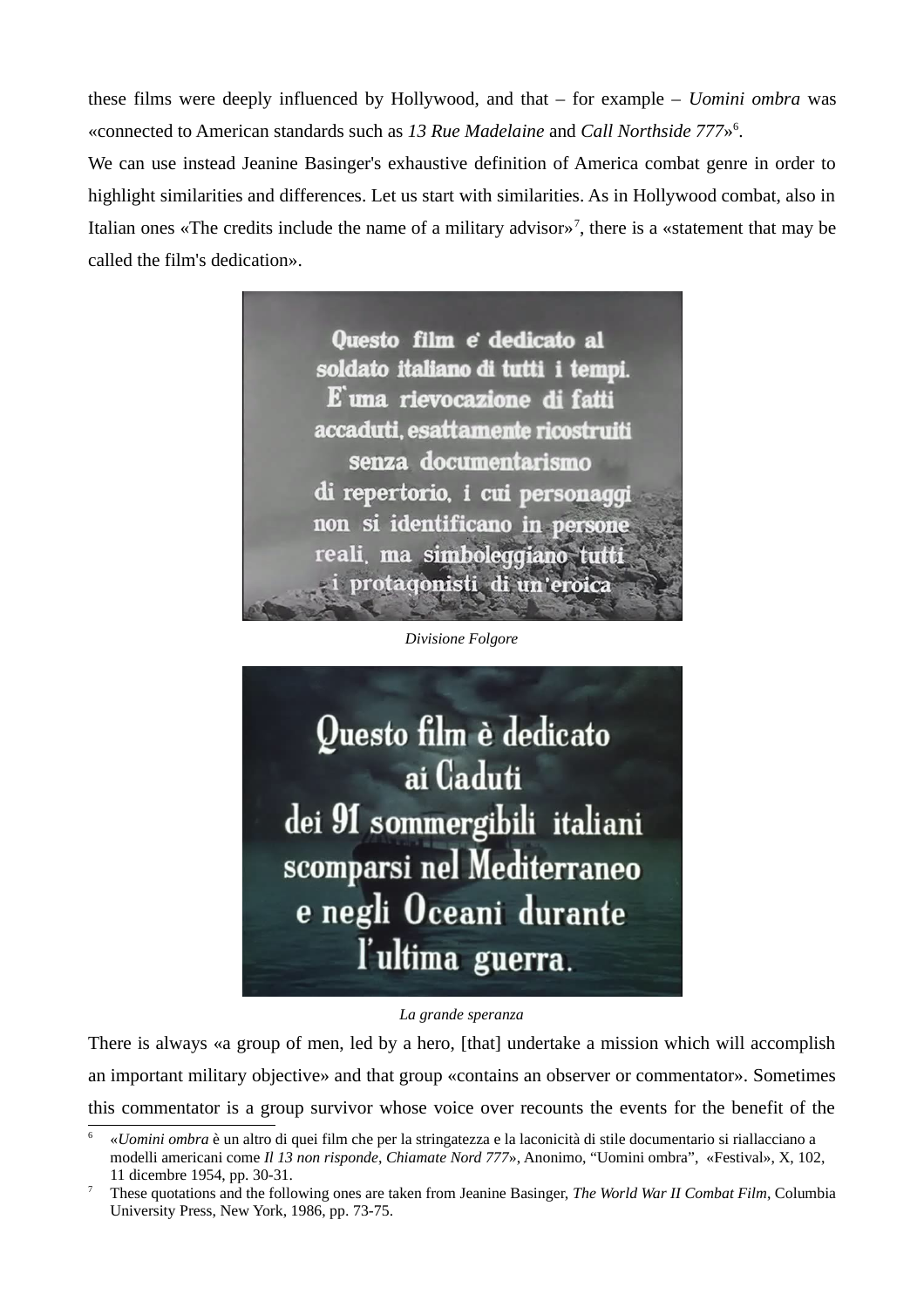these films were deeply influenced by Hollywood, and that – for example – *Uomini ombra* was «connected to American standards such as *13 Rue Madelaine* and *Call Northside 777*»[6].

We can use instead Jeanine Basinger's exhaustive definition of America combat genre in order to highlight similarities and differences. Let us start with similarities. As in Hollywood combat, also in Italian ones «The credits include the name of a military advisor»[7], there is a «statement that may be called the film's dedication».

*Divisione Folgore*

*La grande speranza*

There is always «a group of men, led by a hero, [that] undertake a mission which will accomplish an important military objective» and that group «contains an observer or commentator». Sometimes this commentator is a group survivor whose voice over recounts the events for the benefit of the

---

[6] «*Uomini ombra* è un altro di quei film che per la stringatezza e la laconicità di stile documentario si riallacciano a modelli americani come *Il 13 non risponde*, *Chiamate Nord 777*», Anonimo, "Uomini ombra", «Festival», X, 102, 11 dicembre 1954, pp. 30-31.

[7] These quotations and the following ones are taken from Jeanine Basinger, *The World War II Combat Film*, Columbia University Press, New York, 1986, pp. 73-75.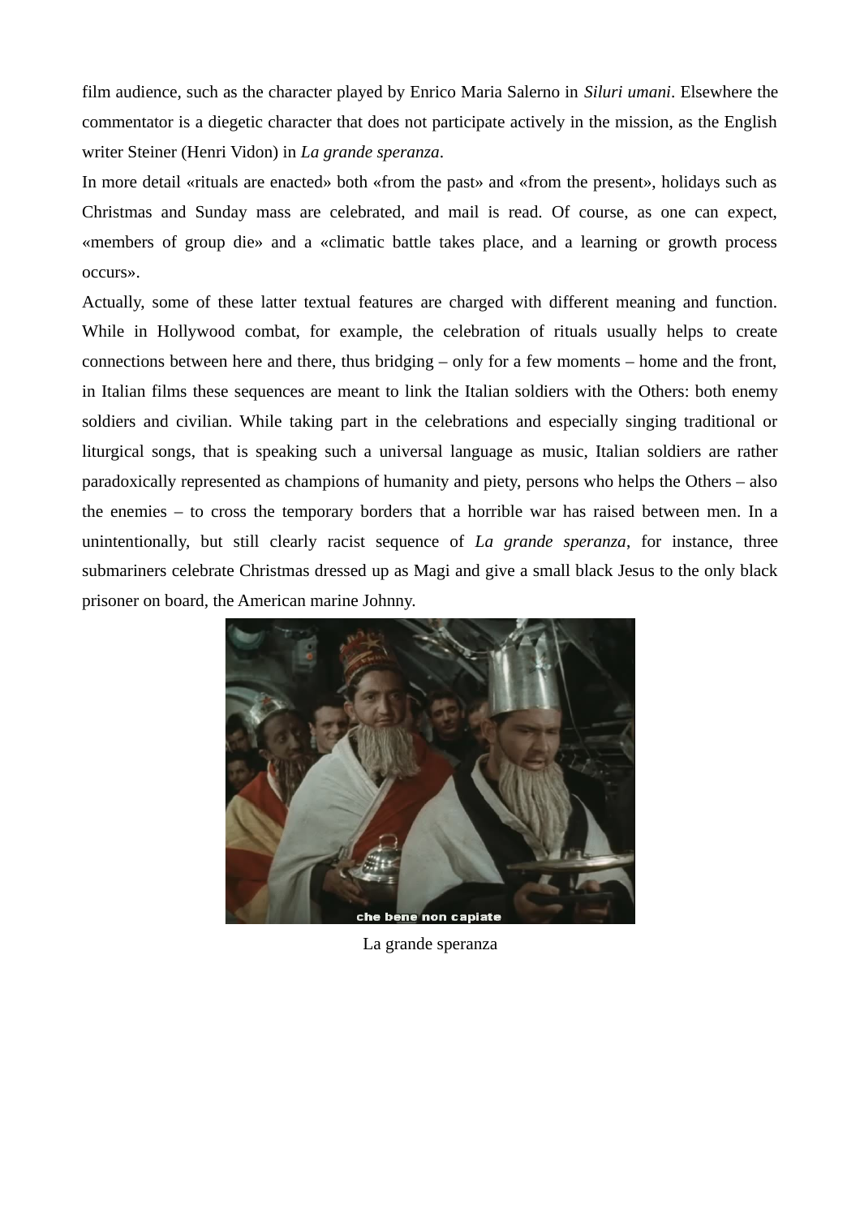film audience, such as the character played by Enrico Maria Salerno in *Siluri umani*. Elsewhere the commentator is a diegetic character that does not participate actively in the mission, as the English writer Steiner (Henri Vidon) in *La grande speranza*.

In more detail «rituals are enacted» both «from the past» and «from the present», holidays such as Christmas and Sunday mass are celebrated, and mail is read. Of course, as one can expect, «members of group die» and a «climatic battle takes place, and a learning or growth process occurs».

Actually, some of these latter textual features are charged with different meaning and function. While in Hollywood combat, for example, the celebration of rituals usually helps to create connections between here and there, thus bridging – only for a few moments – home and the front, in Italian films these sequences are meant to link the Italian soldiers with the Others: both enemy soldiers and civilian. While taking part in the celebrations and especially singing traditional or liturgical songs, that is speaking such a universal language as music, Italian soldiers are rather paradoxically represented as champions of humanity and piety, persons who helps the Others – also the enemies – to cross the temporary borders that a horrible war has raised between men. In a unintentionally, but still clearly racist sequence of *La grande speranza*, for instance, three submariners celebrate Christmas dressed up as Magi and give a small black Jesus to the only black prisoner on board, the American marine Johnny.

La grande speranza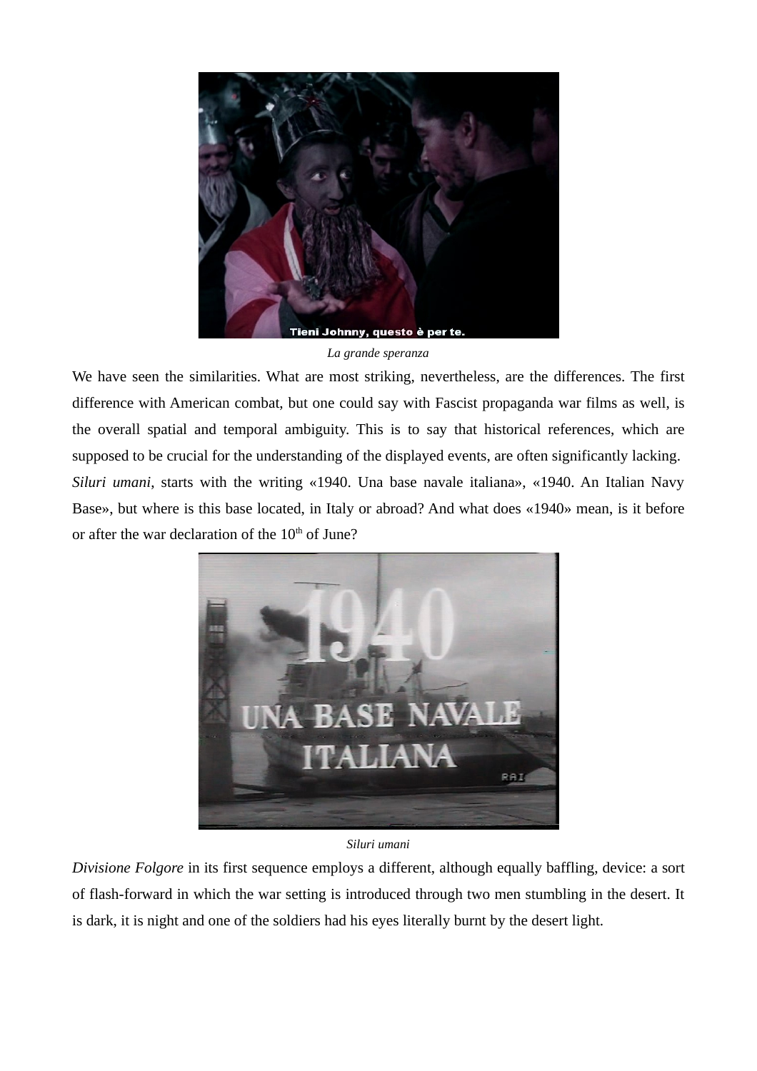*La grande speranza*

We have seen the similarities. What are most striking, nevertheless, are the differences. The first difference with American combat, but one could say with Fascist propaganda war films as well, is the overall spatial and temporal ambiguity. This is to say that historical references, which are supposed to be crucial for the understanding of the displayed events, are often significantly lacking.

*Siluri umani*, starts with the writing «1940. Una base navale italiana», «1940. An Italian Navy Base», but where is this base located, in Italy or abroad? And what does «1940» mean, is it before or after the war declaration of the 10th of June?

*Siluri umani*

*Divisione Folgore* in its first sequence employs a different, although equally baffling, device: a sort of flash-forward in which the war setting is introduced through two men stumbling in the desert. It is dark, it is night and one of the soldiers had his eyes literally burnt by the desert light.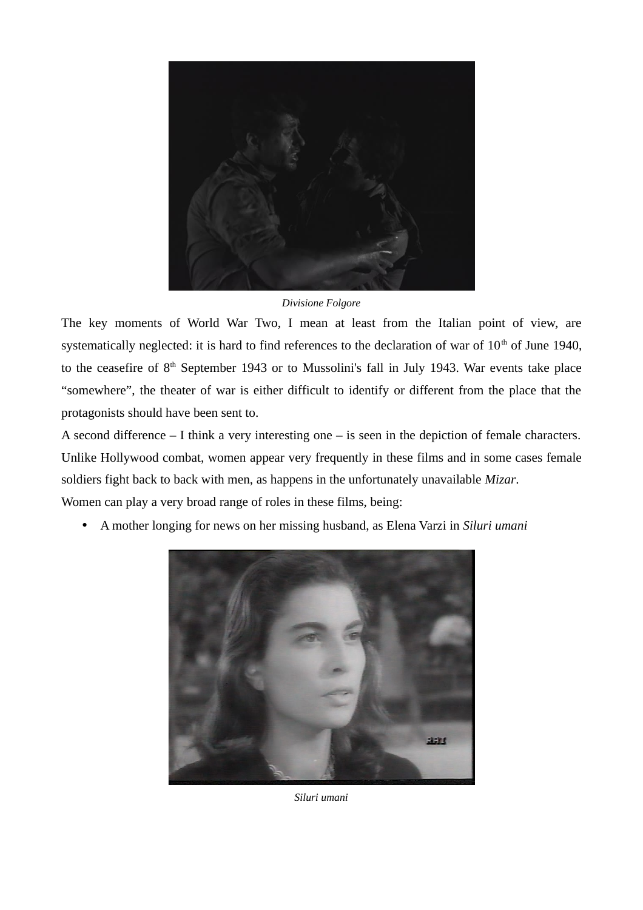*Divisione Folgore*

The key moments of World War Two, I mean at least from the Italian point of view, are systematically neglected: it is hard to find references to the declaration of war of 10th of June 1940, to the ceasefire of 8th September 1943 or to Mussolini's fall in July 1943. War events take place "somewhere", the theater of war is either difficult to identify or different from the place that the protagonists should have been sent to.

A second difference – I think a very interesting one – is seen in the depiction of female characters. Unlike Hollywood combat, women appear very frequently in these films and in some cases female soldiers fight back to back with men, as happens in the unfortunately unavailable *Mizar*.

Women can play a very broad range of roles in these films, being:

- A mother longing for news on her missing husband, as Elena Varzi in *Siluri umani*

*Siluri umani*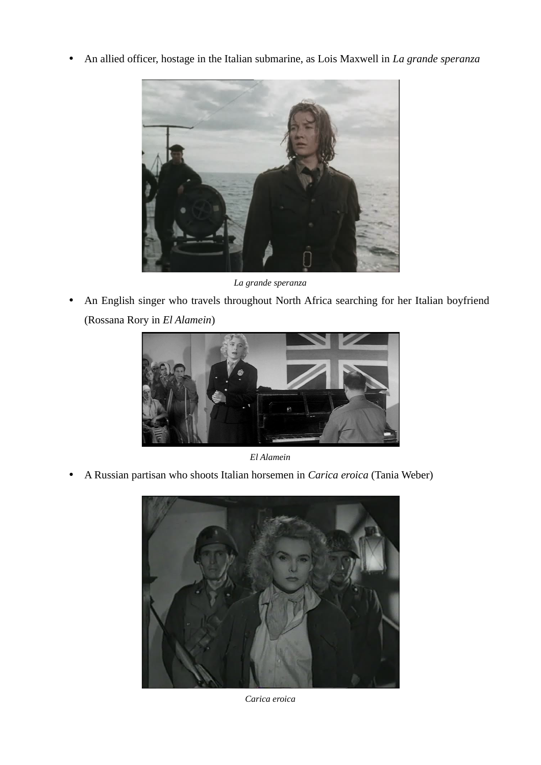- An allied officer, hostage in the Italian submarine, as Lois Maxwell in *La grande speranza*

*La grande speranza*

- An English singer who travels throughout North Africa searching for her Italian boyfriend (Rossana Rory in *El Alamein*)

*El Alamein*

- A Russian partisan who shoots Italian horsemen in *Carica eroica* (Tania Weber)

*Carica eroica*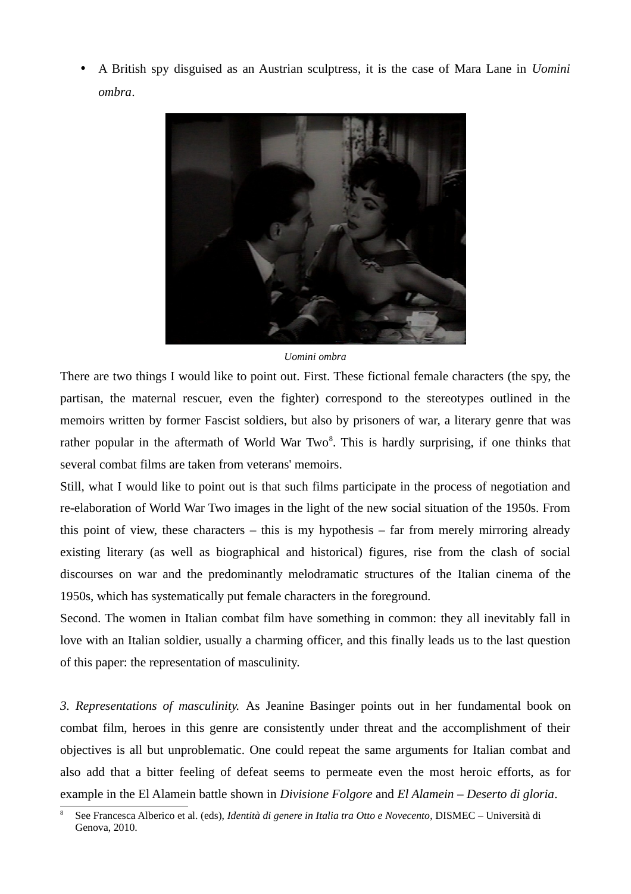- A British spy disguised as an Austrian sculptress, it is the case of Mara Lane in *Uomini ombra*.

*Uomini ombra*

There are two things I would like to point out. First. These fictional female characters (the spy, the partisan, the maternal rescuer, even the fighter) correspond to the stereotypes outlined in the memoirs written by former Fascist soldiers, but also by prisoners of war, a literary genre that was rather popular in the aftermath of World War Two[8]. This is hardly surprising, if one thinks that several combat films are taken from veterans' memoirs.

Still, what I would like to point out is that such films participate in the process of negotiation and re-elaboration of World War Two images in the light of the new social situation of the 1950s. From this point of view, these characters – this is my hypothesis – far from merely mirroring already existing literary (as well as biographical and historical) figures, rise from the clash of social discourses on war and the predominantly melodramatic structures of the Italian cinema of the 1950s, which has systematically put female characters in the foreground.

Second. The women in Italian combat film have something in common: they all inevitably fall in love with an Italian soldier, usually a charming officer, and this finally leads us to the last question of this paper: the representation of masculinity.

*3. Representations of masculinity.* As Jeanine Basinger points out in her fundamental book on combat film, heroes in this genre are consistently under threat and the accomplishment of their objectives is all but unproblematic. One could repeat the same arguments for Italian combat and also add that a bitter feeling of defeat seems to permeate even the most heroic efforts, as for example in the El Alamein battle shown in *Divisione Folgore* and *El Alamein – Deserto di gloria*.

---

[8] See Francesca Alberico et al. (eds), *Identità di genere in Italia tra Otto e Novecento*, DISMEC – Università di Genova, 2010.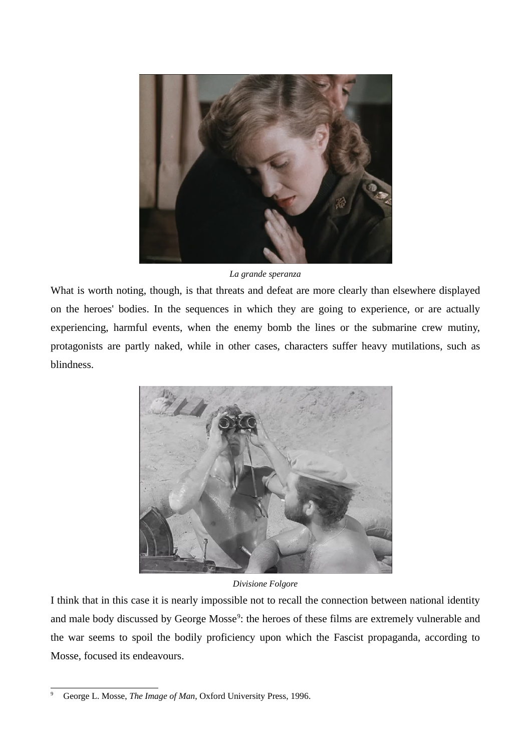*La grande speranza*

What is worth noting, though, is that threats and defeat are more clearly than elsewhere displayed on the heroes' bodies. In the sequences in which they are going to experience, or are actually experiencing, harmful events, when the enemy bomb the lines or the submarine crew mutiny, protagonists are partly naked, while in other cases, characters suffer heavy mutilations, such as blindness.

*Divisione Folgore*

I think that in this case it is nearly impossible not to recall the connection between national identity and male body discussed by George Mosse[9]: the heroes of these films are extremely vulnerable and the war seems to spoil the bodily proficiency upon which the Fascist propaganda, according to Mosse, focused its endeavours.

---

9 George L. Mosse, *The Image of Man*, Oxford University Press, 1996.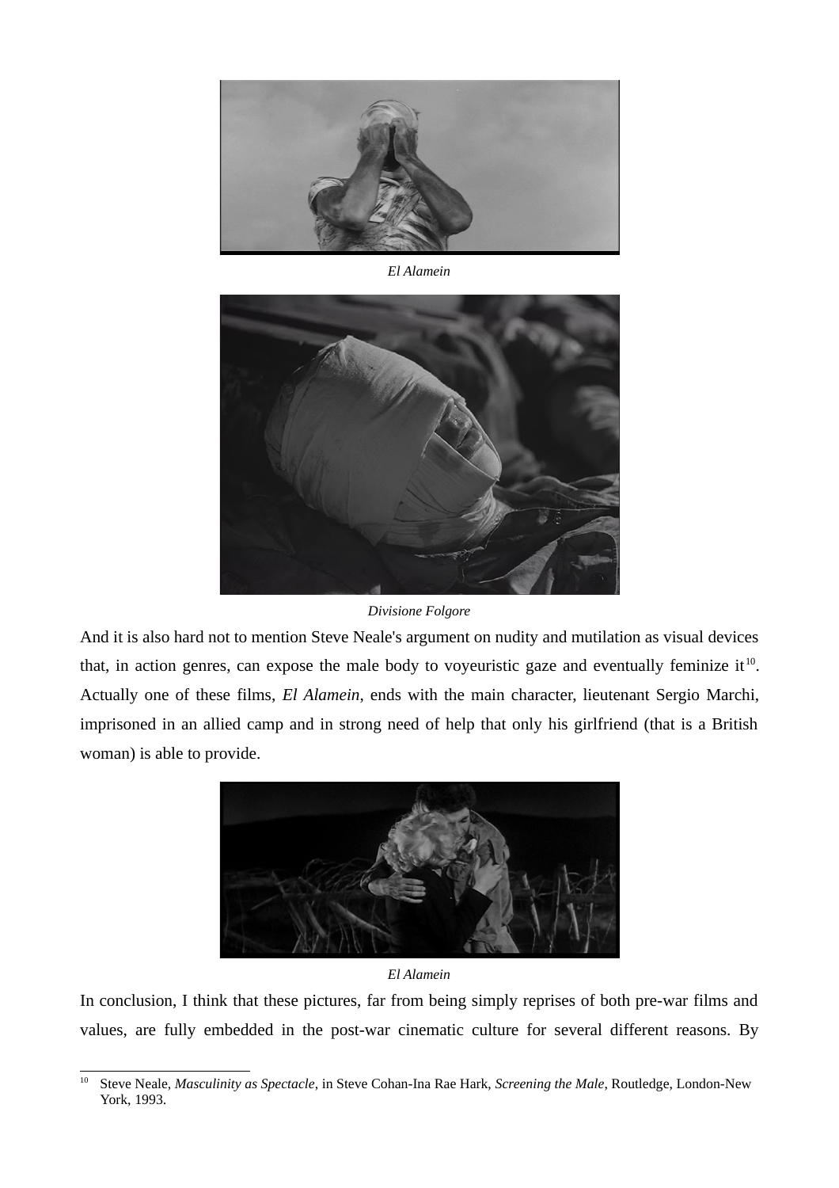*El Alamein*

*Divisione Folgore*

And it is also hard not to mention Steve Neale's argument on nudity and mutilation as visual devices that, in action genres, can expose the male body to voyeuristic gaze and eventually feminize it[10]. Actually one of these films, *El Alamein*, ends with the main character, lieutenant Sergio Marchi, imprisoned in an allied camp and in strong need of help that only his girlfriend (that is a British woman) is able to provide.

*El Alamein*

In conclusion, I think that these pictures, far from being simply reprises of both pre-war films and values, are fully embedded in the post-war cinematic culture for several different reasons. By

---

[10] Steve Neale, *Masculinity as Spectacle*, in Steve Cohan-Ina Rae Hark, *Screening the Male*, Routledge, London-New York, 1993.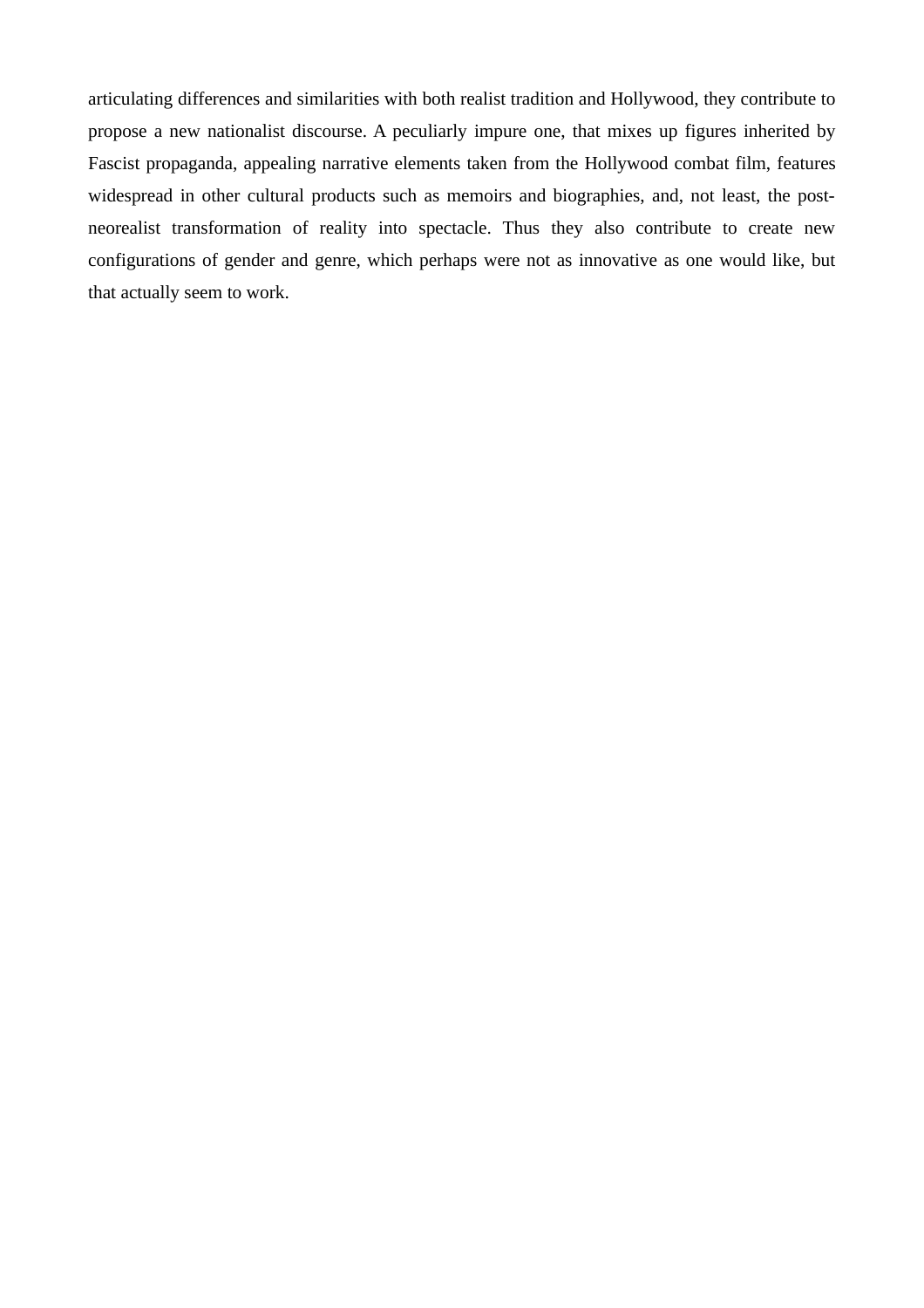articulating differences and similarities with both realist tradition and Hollywood, they contribute to propose a new nationalist discourse. A peculiarly impure one, that mixes up figures inherited by Fascist propaganda, appealing narrative elements taken from the Hollywood combat film, features widespread in other cultural products such as memoirs and biographies, and, not least, the post-neorealist transformation of reality into spectacle. Thus they also contribute to create new configurations of gender and genre, which perhaps were not as innovative as one would like, but that actually seem to work.